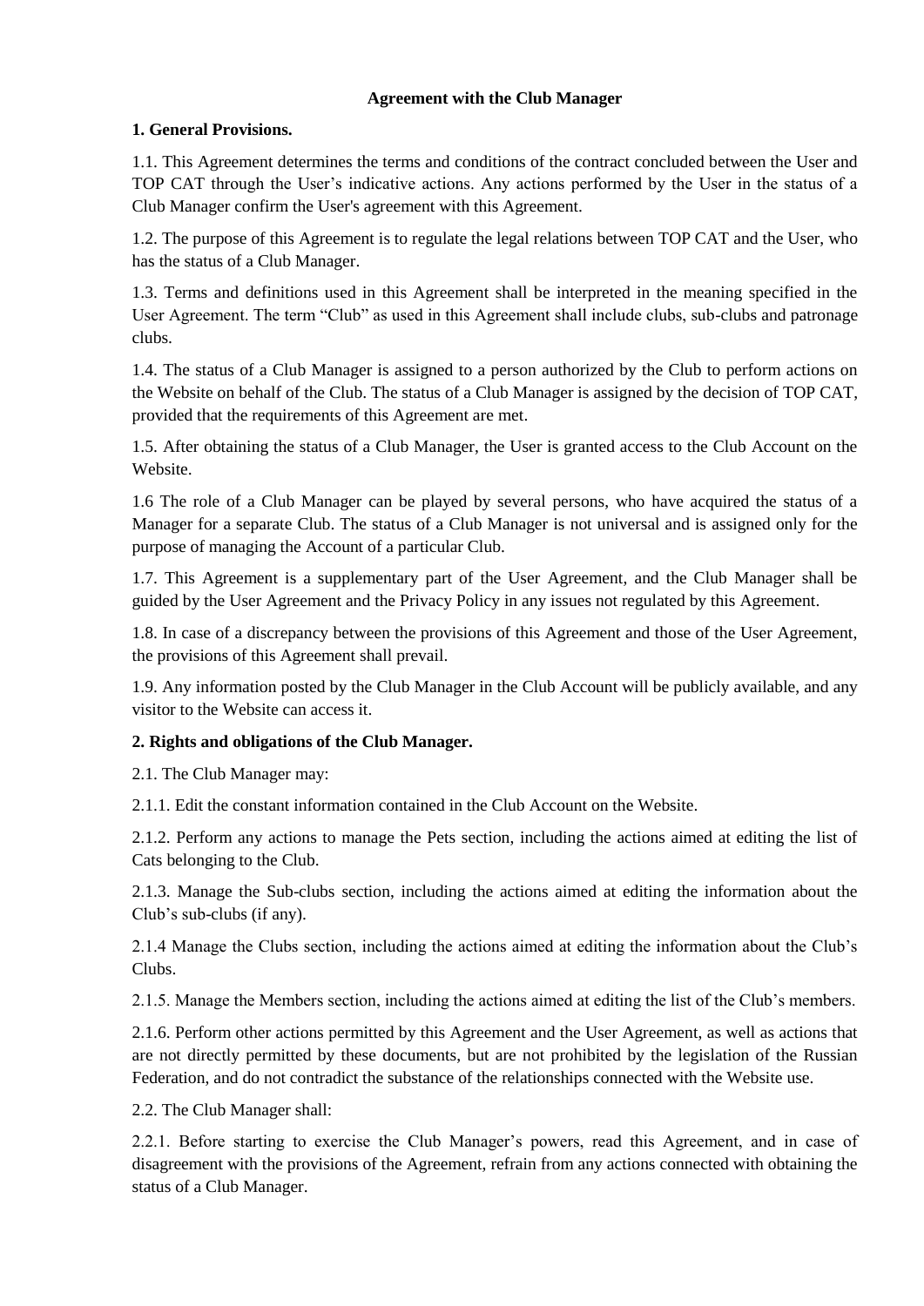# Agreement with the Club Manager

## 1. General Provisions.

1.1. This Agreement determines the terms and conditions of the contract concluded between the User and TOP CAT through the User's indicative actions. Any actions performed by the User in the status of a Club Manager confirm the User's agreement with this Agreement.

1.2. The purpose of this Agreement is to regulate the legal relations between TOP CAT and the User, who has the status of a Club Manager.

1.3. Terms and definitions used in this Agreement shall be interpreted in the meaning specified in the User Agreement. The term "Club" as used in this Agreement shall include clubs, sub-clubs and patronage clubs.

1.4. The status of a Club Manager is assigned to a person authorized by the Club to perform actions on the Website on behalf of the Club. The status of a Club Manager is assigned by the decision of TOP CAT, provided that the requirements of this Agreement are met.

1.5. After obtaining the status of a Club Manager, the User is granted access to the Club Account on the Website.

1.6 The role of a Club Manager can be played by several persons, who have acquired the status of a Manager for a separate Club. The status of a Club Manager is not universal and is assigned only for the purpose of managing the Account of a particular Club.

1.7. This Agreement is a supplementary part of the User Agreement, and the Club Manager shall be guided by the User Agreement and the Privacy Policy in any issues not regulated by this Agreement.

1.8. In case of a discrepancy between the provisions of this Agreement and those of the User Agreement, the provisions of this Agreement shall prevail.

1.9. Any information posted by the Club Manager in the Club Account will be publicly available, and any visitor to the Website can access it.

## 2. Rights and obligations of the Club Manager.

2.1. The Club Manager may:

2.1.1. Edit the constant information contained in the Club Account on the Website.

2.1.2. Perform any actions to manage the Pets section, including the actions aimed at editing the list of Cats belonging to the Club.

2.1.3. Manage the Sub-clubs section, including the actions aimed at editing the information about the Club's sub-clubs (if any).

2.1.4 Manage the Clubs section, including the actions aimed at editing the information about the Club's Clubs.

2.1.5. Manage the Members section, including the actions aimed at editing the list of the Club's members.

2.1.6. Perform other actions permitted by this Agreement and the User Agreement, as well as actions that are not directly permitted by these documents, but are not prohibited by the legislation of the Russian Federation, and do not contradict the substance of the relationships connected with the Website use.

2.2. The Club Manager shall:

2.2.1. Before starting to exercise the Club Manager's powers, read this Agreement, and in case of disagreement with the provisions of the Agreement, refrain from any actions connected with obtaining the status of a Club Manager.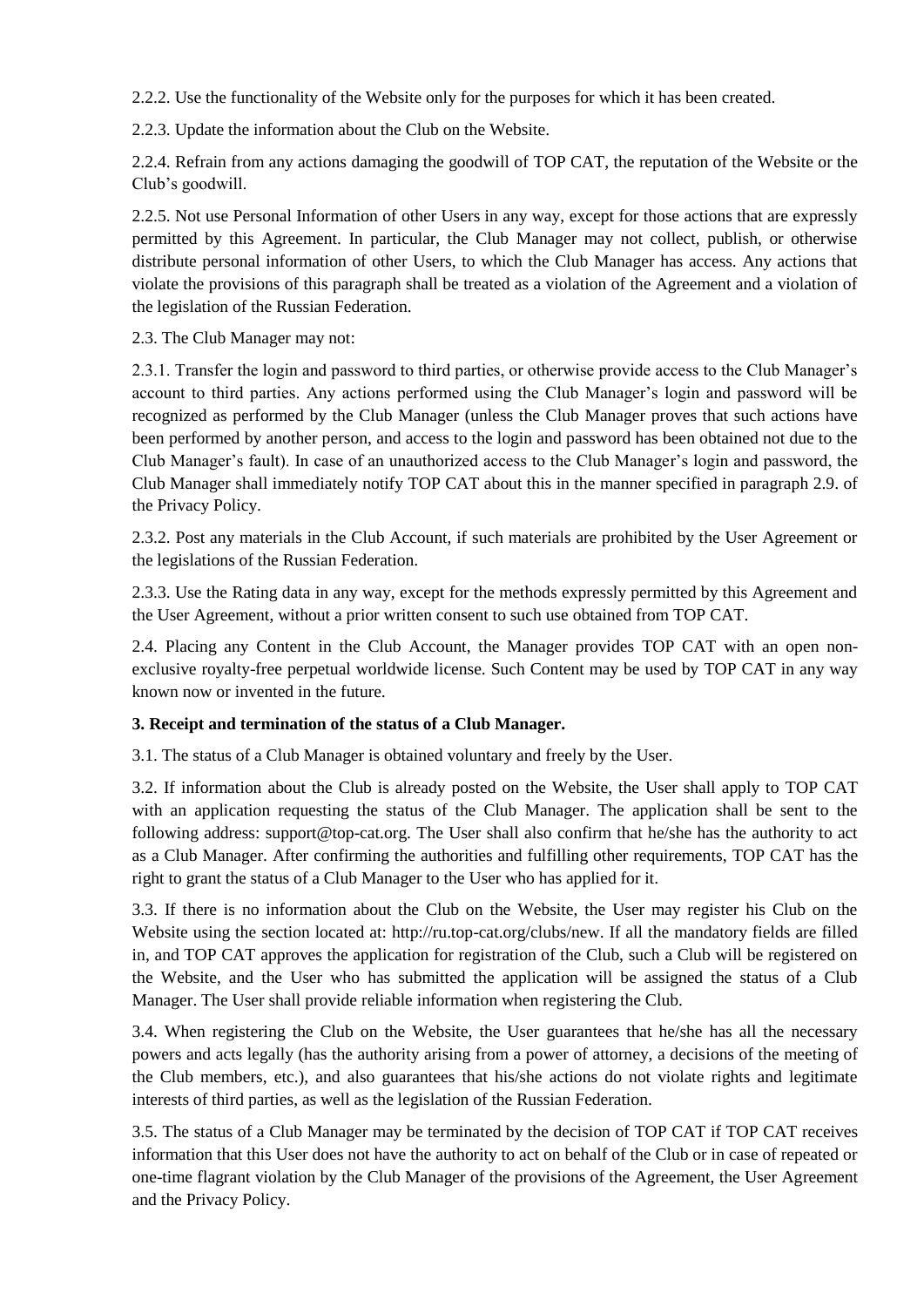2.2.2. Use the functionality of the Website only for the purposes for which it has been created.

2.2.3. Update the information about the Club on the Website.

2.2.4. Refrain from any actions damaging the goodwill of TOP CAT, the reputation of the Website or the Club's goodwill.

2.2.5. Not use Personal Information of other Users in any way, except for those actions that are expressly permitted by this Agreement. In particular, the Club Manager may not collect, publish, or otherwise distribute personal information of other Users, to which the Club Manager has access. Any actions that violate the provisions of this paragraph shall be treated as a violation of the Agreement and a violation of the legislation of the Russian Federation.

2.3. The Club Manager may not:

2.3.1. Transfer the login and password to third parties, or otherwise provide access to the Club Manager's account to third parties. Any actions performed using the Club Manager's login and password will be recognized as performed by the Club Manager (unless the Club Manager proves that such actions have been performed by another person, and access to the login and password has been obtained not due to the Club Manager's fault). In case of an unauthorized access to the Club Manager's login and password, the Club Manager shall immediately notify TOP CAT about this in the manner specified in paragraph 2.9. of the Privacy Policy.

2.3.2. Post any materials in the Club Account, if such materials are prohibited by the User Agreement or the legislations of the Russian Federation.

2.3.3. Use the Rating data in any way, except for the methods expressly permitted by this Agreement and the User Agreement, without a prior written consent to such use obtained from TOP CAT.

2.4. Placing any Content in the Club Account, the Manager provides TOP CAT with an open non-exclusive royalty-free perpetual worldwide license. Such Content may be used by TOP CAT in any way known now or invented in the future.

**3. Receipt and termination of the status of a Club Manager.**

3.1. The status of a Club Manager is obtained voluntary and freely by the User.

3.2. If information about the Club is already posted on the Website, the User shall apply to TOP CAT with an application requesting the status of the Club Manager. The application shall be sent to the following address: support@top-cat.org. The User shall also confirm that he/she has the authority to act as a Club Manager. After confirming the authorities and fulfilling other requirements, TOP CAT has the right to grant the status of a Club Manager to the User who has applied for it.

3.3. If there is no information about the Club on the Website, the User may register his Club on the Website using the section located at: http://ru.top-cat.org/clubs/new. If all the mandatory fields are filled in, and TOP CAT approves the application for registration of the Club, such a Club will be registered on the Website, and the User who has submitted the application will be assigned the status of a Club Manager. The User shall provide reliable information when registering the Club.

3.4. When registering the Club on the Website, the User guarantees that he/she has all the necessary powers and acts legally (has the authority arising from a power of attorney, a decisions of the meeting of the Club members, etc.), and also guarantees that his/she actions do not violate rights and legitimate interests of third parties, as well as the legislation of the Russian Federation.

3.5. The status of a Club Manager may be terminated by the decision of TOP CAT if TOP CAT receives information that this User does not have the authority to act on behalf of the Club or in case of repeated or one-time flagrant violation by the Club Manager of the provisions of the Agreement, the User Agreement and the Privacy Policy.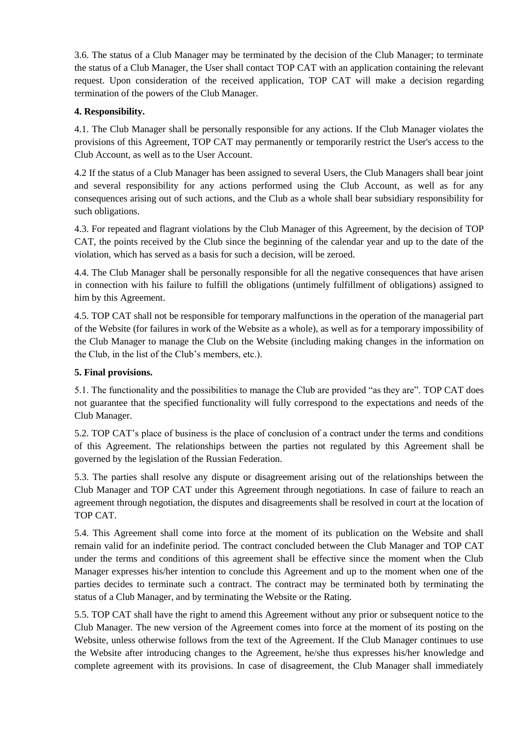3.6. The status of a Club Manager may be terminated by the decision of the Club Manager; to terminate the status of a Club Manager, the User shall contact TOP CAT with an application containing the relevant request. Upon consideration of the received application, TOP CAT will make a decision regarding termination of the powers of the Club Manager.

**4. Responsibility.**

4.1. The Club Manager shall be personally responsible for any actions. If the Club Manager violates the provisions of this Agreement, TOP CAT may permanently or temporarily restrict the User's access to the Club Account, as well as to the User Account.

4.2 If the status of a Club Manager has been assigned to several Users, the Club Managers shall bear joint and several responsibility for any actions performed using the Club Account, as well as for any consequences arising out of such actions, and the Club as a whole shall bear subsidiary responsibility for such obligations.

4.3. For repeated and flagrant violations by the Club Manager of this Agreement, by the decision of TOP CAT, the points received by the Club since the beginning of the calendar year and up to the date of the violation, which has served as a basis for such a decision, will be zeroed.

4.4. The Club Manager shall be personally responsible for all the negative consequences that have arisen in connection with his failure to fulfill the obligations (untimely fulfillment of obligations) assigned to him by this Agreement.

4.5. TOP CAT shall not be responsible for temporary malfunctions in the operation of the managerial part of the Website (for failures in work of the Website as a whole), as well as for a temporary impossibility of the Club Manager to manage the Club on the Website (including making changes in the information on the Club, in the list of the Club's members, etc.).

**5. Final provisions.**

5.1. The functionality and the possibilities to manage the Club are provided "as they are". TOP CAT does not guarantee that the specified functionality will fully correspond to the expectations and needs of the Club Manager.

5.2. TOP CAT's place of business is the place of conclusion of a contract under the terms and conditions of this Agreement. The relationships between the parties not regulated by this Agreement shall be governed by the legislation of the Russian Federation.

5.3. The parties shall resolve any dispute or disagreement arising out of the relationships between the Club Manager and TOP CAT under this Agreement through negotiations. In case of failure to reach an agreement through negotiation, the disputes and disagreements shall be resolved in court at the location of TOP CAT.

5.4. This Agreement shall come into force at the moment of its publication on the Website and shall remain valid for an indefinite period. The contract concluded between the Club Manager and TOP CAT under the terms and conditions of this agreement shall be effective since the moment when the Club Manager expresses his/her intention to conclude this Agreement and up to the moment when one of the parties decides to terminate such a contract. The contract may be terminated both by terminating the status of a Club Manager, and by terminating the Website or the Rating.

5.5. TOP CAT shall have the right to amend this Agreement without any prior or subsequent notice to the Club Manager. The new version of the Agreement comes into force at the moment of its posting on the Website, unless otherwise follows from the text of the Agreement. If the Club Manager continues to use the Website after introducing changes to the Agreement, he/she thus expresses his/her knowledge and complete agreement with its provisions. In case of disagreement, the Club Manager shall immediately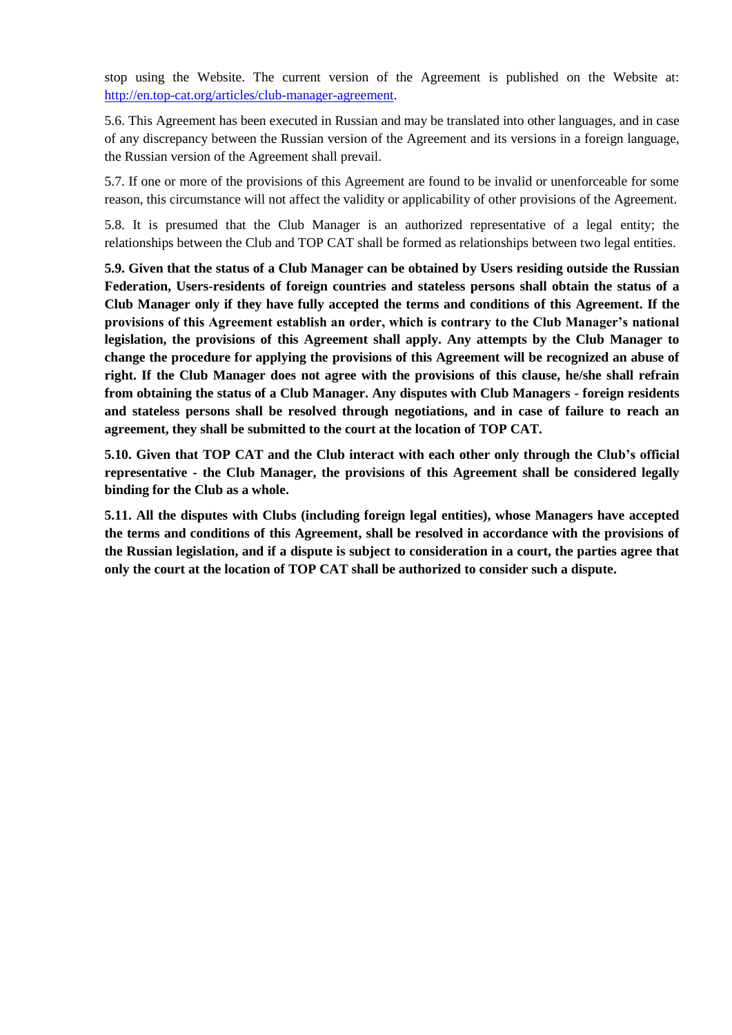stop using the Website. The current version of the Agreement is published on the Website at: [http://en.top-cat.org/articles/club-manager-agreement](http://en.top-cat.org/articles/club-manager-agreement).

5.6. This Agreement has been executed in Russian and may be translated into other languages, and in case of any discrepancy between the Russian version of the Agreement and its versions in a foreign language, the Russian version of the Agreement shall prevail.

5.7. If one or more of the provisions of this Agreement are found to be invalid or unenforceable for some reason, this circumstance will not affect the validity or applicability of other provisions of the Agreement.

5.8. It is presumed that the Club Manager is an authorized representative of a legal entity; the relationships between the Club and TOP CAT shall be formed as relationships between two legal entities.

**5.9. Given that the status of a Club Manager can be obtained by Users residing outside the Russian Federation, Users-residents of foreign countries and stateless persons shall obtain the status of a Club Manager only if they have fully accepted the terms and conditions of this Agreement. If the provisions of this Agreement establish an order, which is contrary to the Club Manager's national legislation, the provisions of this Agreement shall apply. Any attempts by the Club Manager to change the procedure for applying the provisions of this Agreement will be recognized an abuse of right. If the Club Manager does not agree with the provisions of this clause, he/she shall refrain from obtaining the status of a Club Manager. Any disputes with Club Managers - foreign residents and stateless persons shall be resolved through negotiations, and in case of failure to reach an agreement, they shall be submitted to the court at the location of TOP CAT.**

**5.10. Given that TOP CAT and the Club interact with each other only through the Club's official representative - the Club Manager, the provisions of this Agreement shall be considered legally binding for the Club as a whole.**

**5.11. All the disputes with Clubs (including foreign legal entities), whose Managers have accepted the terms and conditions of this Agreement, shall be resolved in accordance with the provisions of the Russian legislation, and if a dispute is subject to consideration in a court, the parties agree that only the court at the location of TOP CAT shall be authorized to consider such a dispute.**